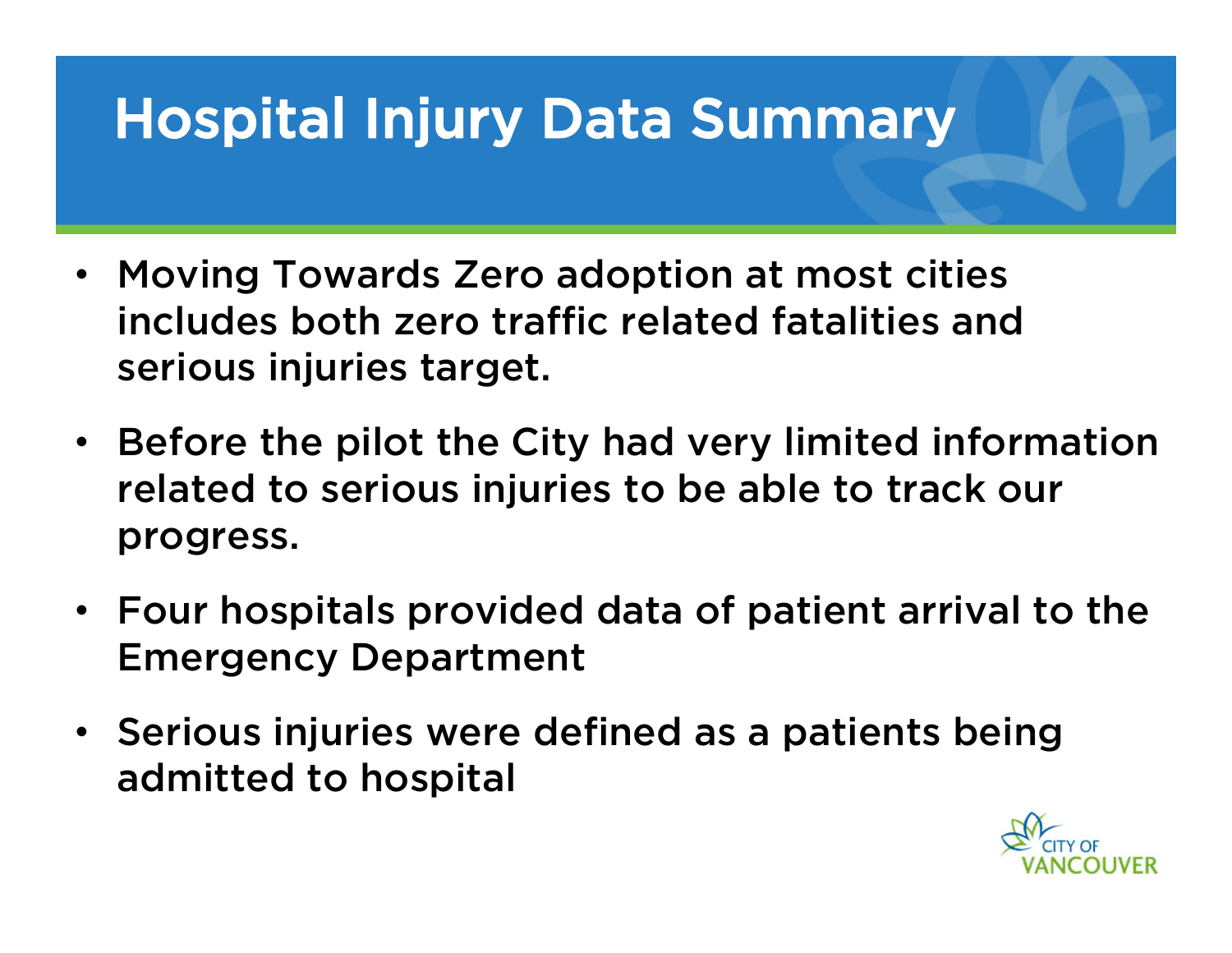# Hospital Injury Data Summary

- Moving Towards Zero adoption at most cities includes both zero traffic related fatalities and serious injuries target.
- Before the pilot the City had very limited information related to serious injuries to be able to track our progress.
- Four hospitals provided data of patient arrival to the Emergency Department
- Serious injuries were defined as a patients being admitted to hospital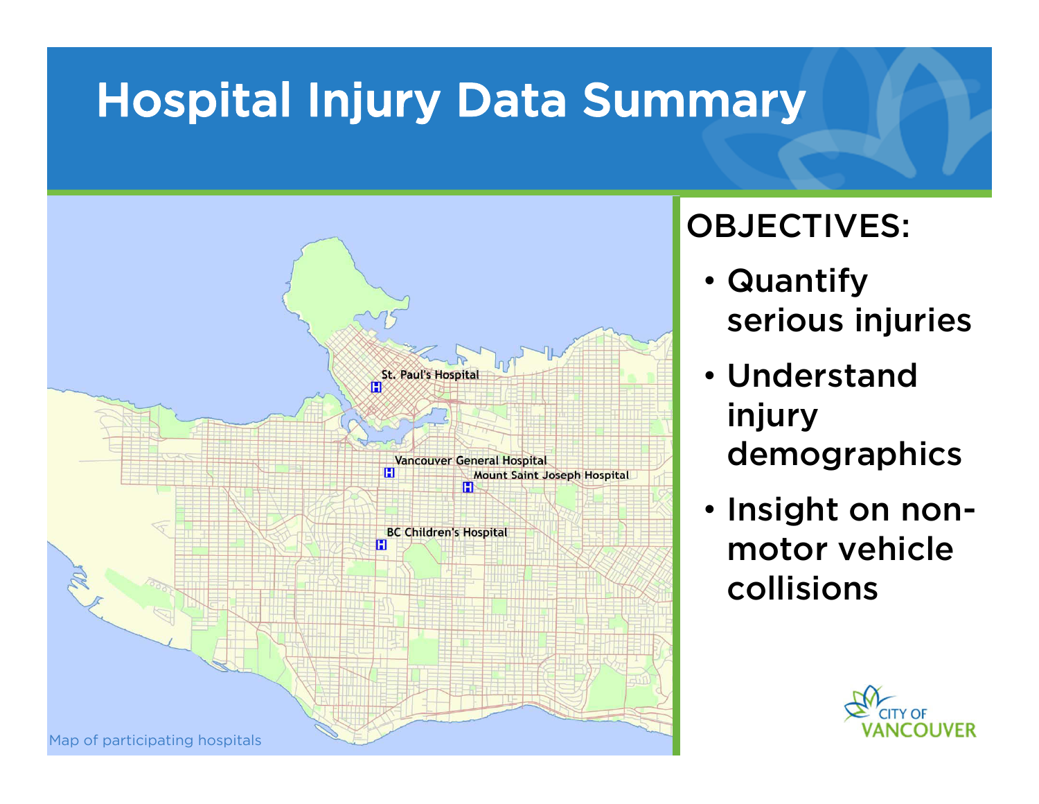# Hospital Injury Data Summary

St. Paul's Hospital

Vancouver General Hospital

Mount Saint Joseph Hospital

BC Children's Hospital

Map of participating hospitals

OBJECTIVES:

- Quantify serious injuries
- Understand injury demographics
- Insight on non-motor vehicle collisions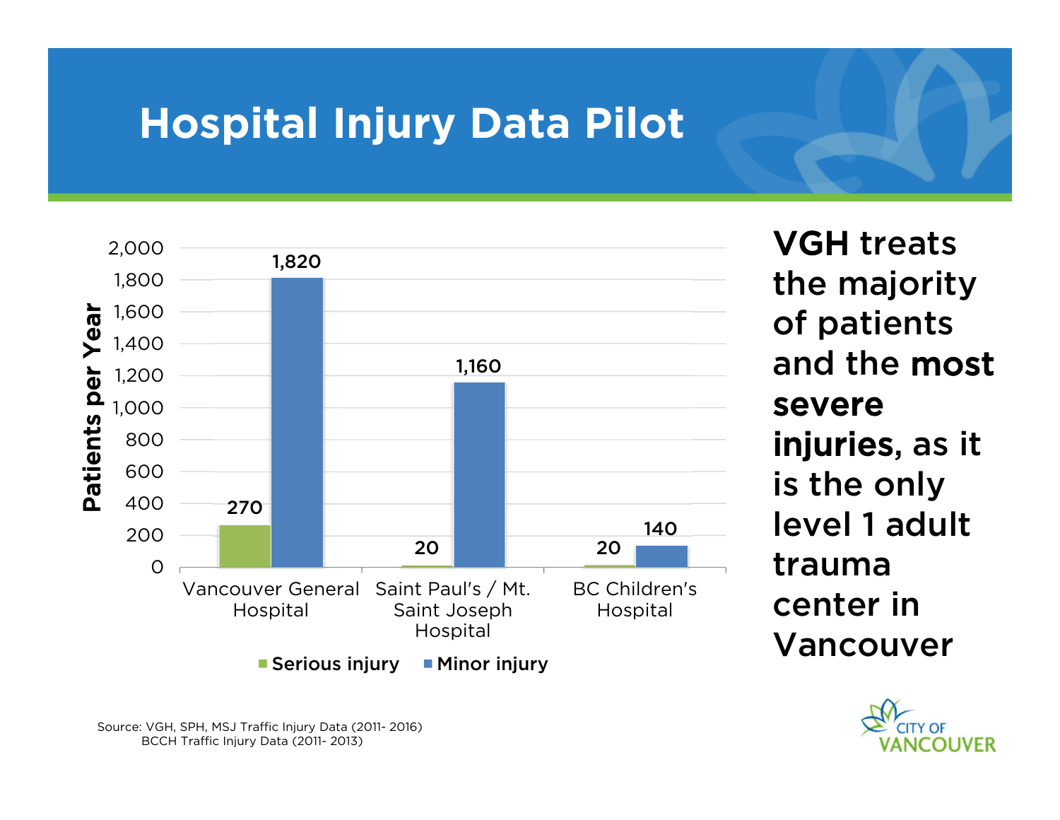# Hospital Injury Data Pilot

| | Serious injury | Minor injury |
|---|---|---|
| Vancouver General Hospital | 270 | 1,820 |
| Saint Paul's / Mt. Saint Joseph Hospital | 20 | 1,160 |
| BC Children's Hospital | 20 | 140 |

Patients per Year

**VGH treats the majority of patients and the most severe injuries, as it is the only level 1 adult trauma center in Vancouver**

Source: VGH, SPH, MSJ Traffic Injury Data (2011- 2016)
BCCH Traffic Injury Data (2011- 2013)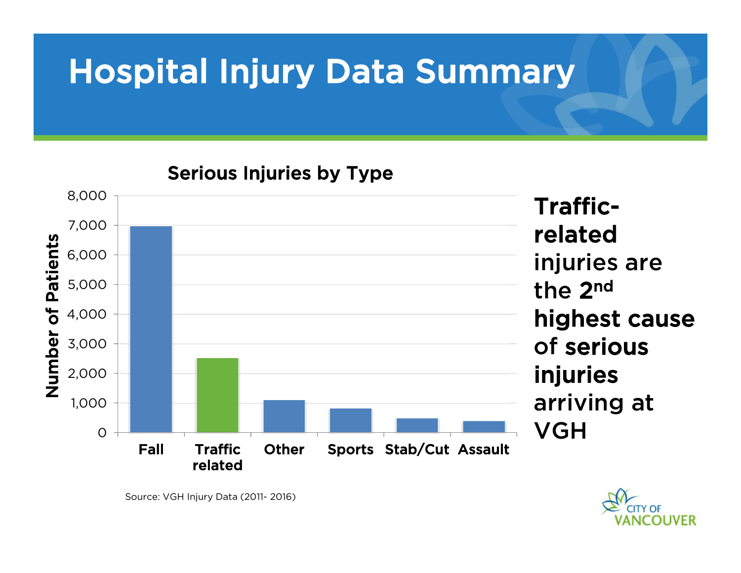# Hospital Injury Data Summary

**Serious Injuries by Type**

| Type | Number of Patients (approx.) |
|---|---|
| Fall | 7,000 |
| Traffic related | 2,500 |
| Other | 1,100 |
| Sports | 800 |
| Stab/Cut | 500 |
| Assault | 400 |

Source: VGH Injury Data (2011- 2016)

**Traffic-related** injuries are the **2nd highest cause of serious injuries** arriving at VGH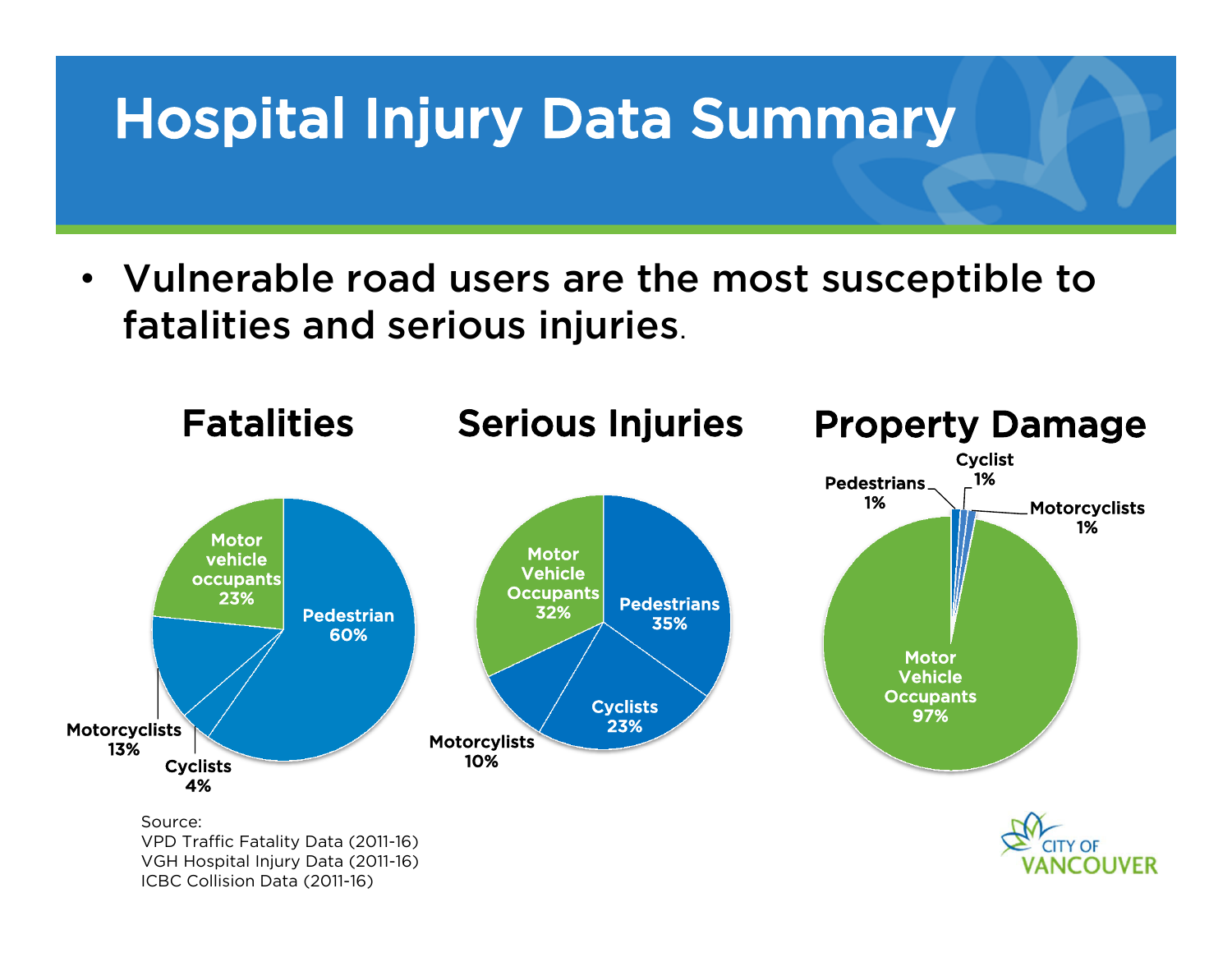# Hospital Injury Data Summary

- Vulnerable road users are the most susceptible to fatalities and serious injuries.

### Fatalities

| Category | Share |
|---|---|
| Pedestrian | 60% |
| Motor vehicle occupants | 23% |
| Motorcyclists | 13% |
| Cyclists | 4% |

### Serious Injuries

| Category | Share |
|---|---|
| Pedestrians | 35% |
| Motor Vehicle Occupants | 32% |
| Cyclists | 23% |
| Motorcyclists | 10% |

### Property Damage

| Category | Share |
|---|---|
| Motor Vehicle Occupants | 97% |
| Pedestrians | 1% |
| Cyclist | 1% |
| Motorcyclists | 1% |

Source:
VPD Traffic Fatality Data (2011-16)
VGH Hospital Injury Data (2011-16)
ICBC Collision Data (2011-16)

CITY OF VANCOUVER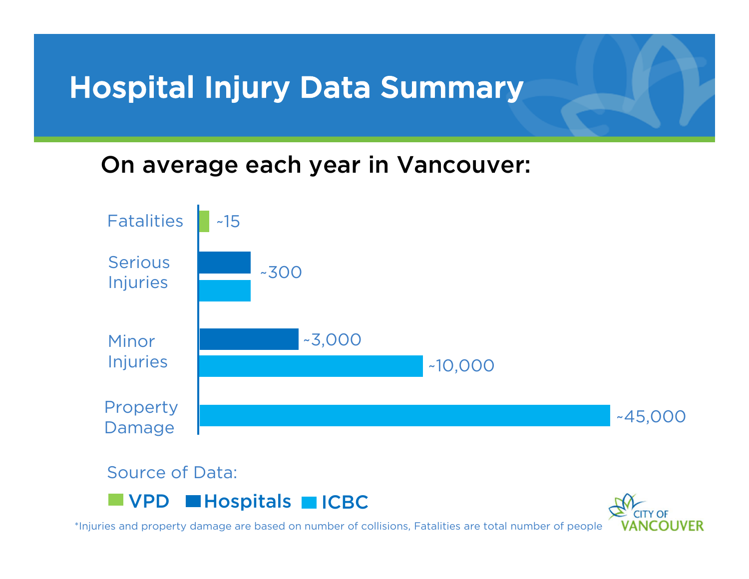# Hospital Injury Data Summary

## On average each year in Vancouver:

| Category | Source | Value |
|---|---|---|
| Fatalities | VPD | ~15 |
| Serious Injuries | Hospitals | ~300 |
| Serious Injuries | ICBC | ~300 |
| Minor Injuries | Hospitals | ~3,000 |
| Minor Injuries | ICBC | ~10,000 |
| Property Damage | ICBC | ~45,000 |

Source of Data:

VPD   Hospitals   ICBC

*Injuries and property damage are based on number of collisions, Fatalities are total number of people

CITY OF VANCOUVER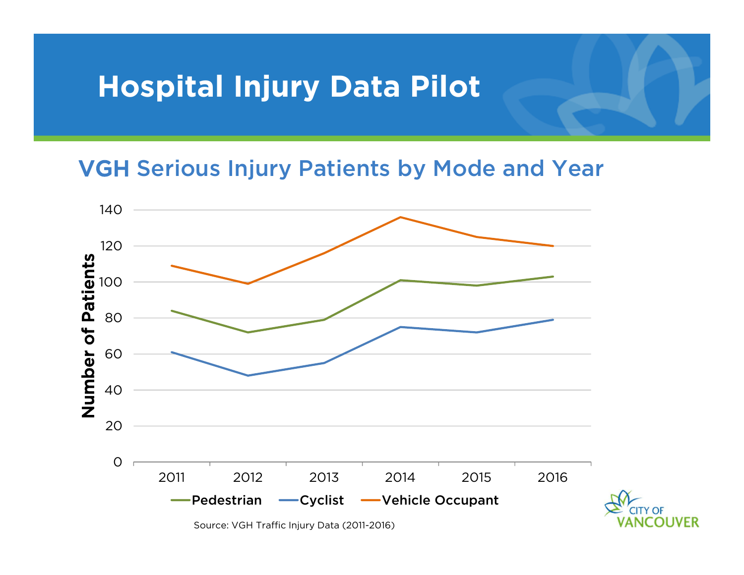# Hospital Injury Data Pilot

## VGH Serious Injury Patients by Mode and Year

Number of Patients

140
120
100
80
60
40
20
0

2011 2012 2013 2014 2015 2016

Pedestrian Cyclist Vehicle Occupant

Source: VGH Traffic Injury Data (2011-2016)

CITY OF VANCOUVER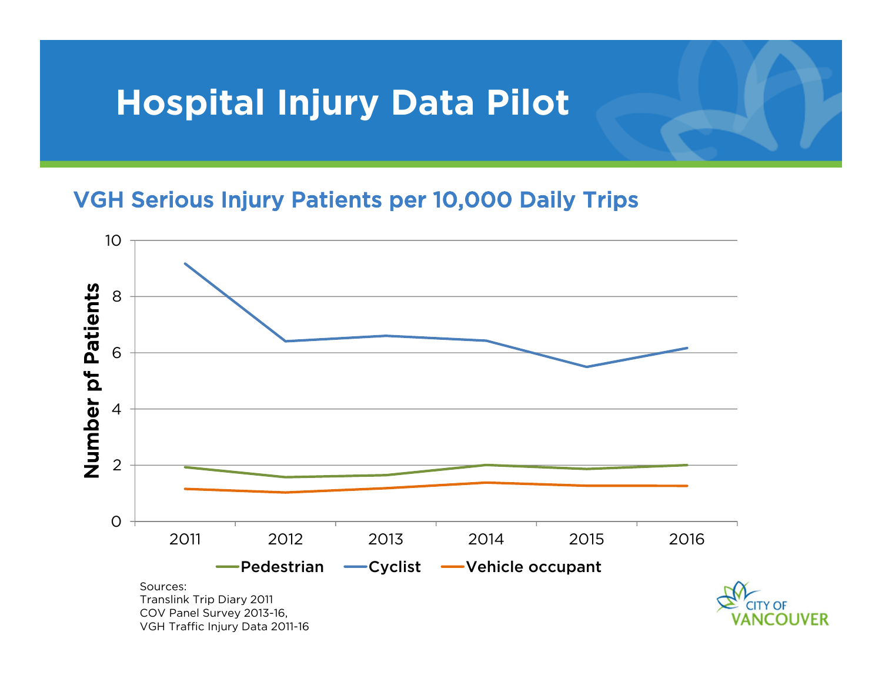# Hospital Injury Data Pilot

## VGH Serious Injury Patients per 10,000 Daily Trips

Number pf Patients

| Year | Pedestrian | Cyclist | Vehicle occupant |
|---|---|---|---|
| 2011 | ~1.9 | ~9.2 | ~1.2 |
| 2012 | ~1.6 | ~6.4 | ~1.0 |
| 2013 | ~1.7 | ~6.6 | ~1.2 |
| 2014 | ~2.0 | ~6.4 | ~1.4 |
| 2015 | ~1.9 | ~5.5 | ~1.3 |
| 2016 | ~2.0 | ~6.2 | ~1.3 |

Sources:
Translink Trip Diary 2011
COV Panel Survey 2013-16,
VGH Traffic Injury Data 2011-16

CITY OF VANCOUVER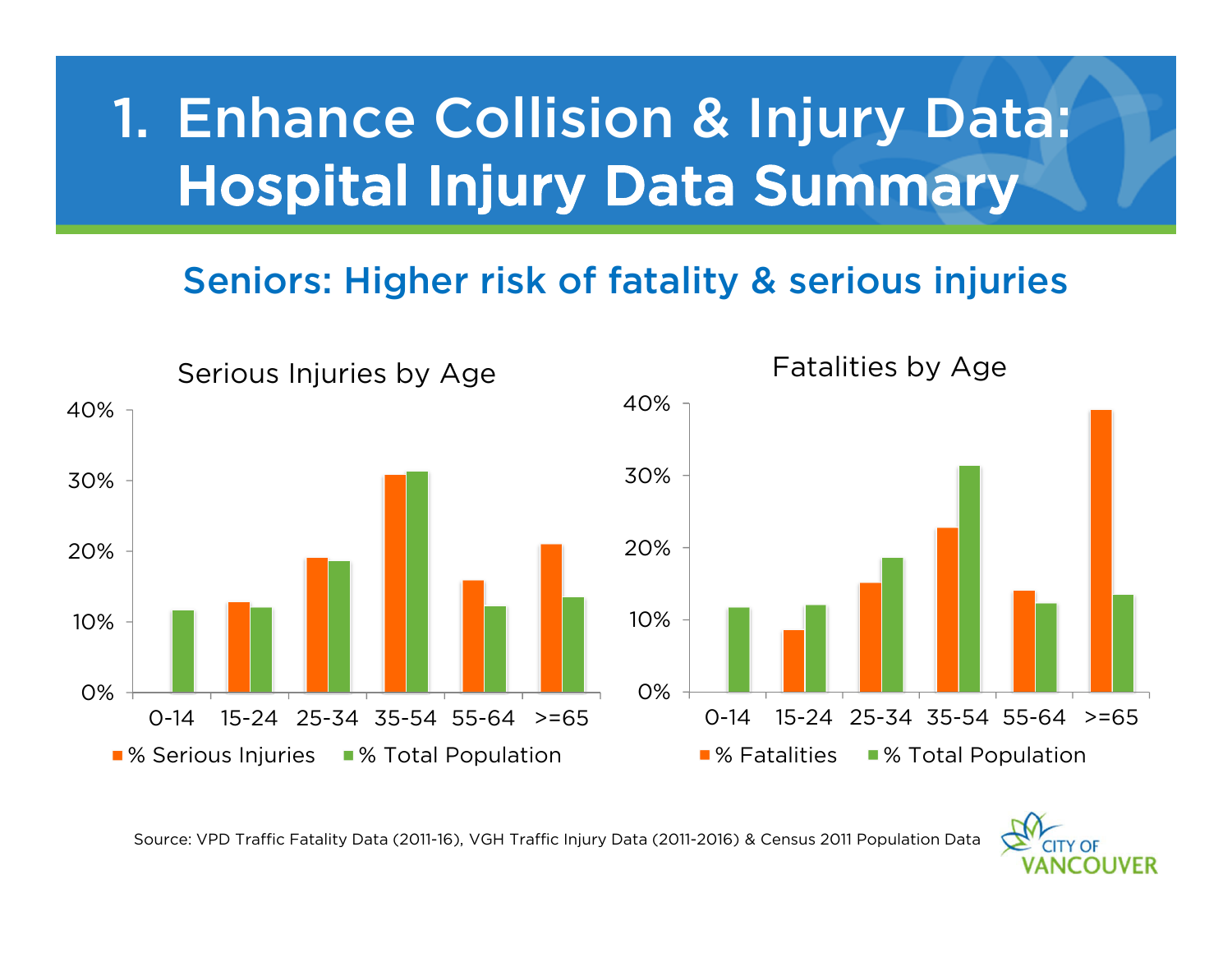# 1. Enhance Collision & Injury Data: Hospital Injury Data Summary

## Seniors: Higher risk of fatality & serious injuries

**Serious Injuries by Age**

| Age | % Serious Injuries | % Total Population |
|---|---|---|
| 0-14 | 0% | 12% |
| 15-24 | 13% | 12% |
| 25-34 | 19% | 19% |
| 35-54 | 31% | 31% |
| 55-64 | 16% | 12% |
| >=65 | 21% | 14% |

**Fatalities by Age**

| Age | % Fatalities | % Total Population |
|---|---|---|
| 0-14 | 0% | 12% |
| 15-24 | 9% | 12% |
| 25-34 | 15% | 19% |
| 35-54 | 23% | 31% |
| 55-64 | 14% | 12% |
| >=65 | 39% | 14% |

Source: VPD Traffic Fatality Data (2011-16), VGH Traffic Injury Data (2011-2016) & Census 2011 Population Data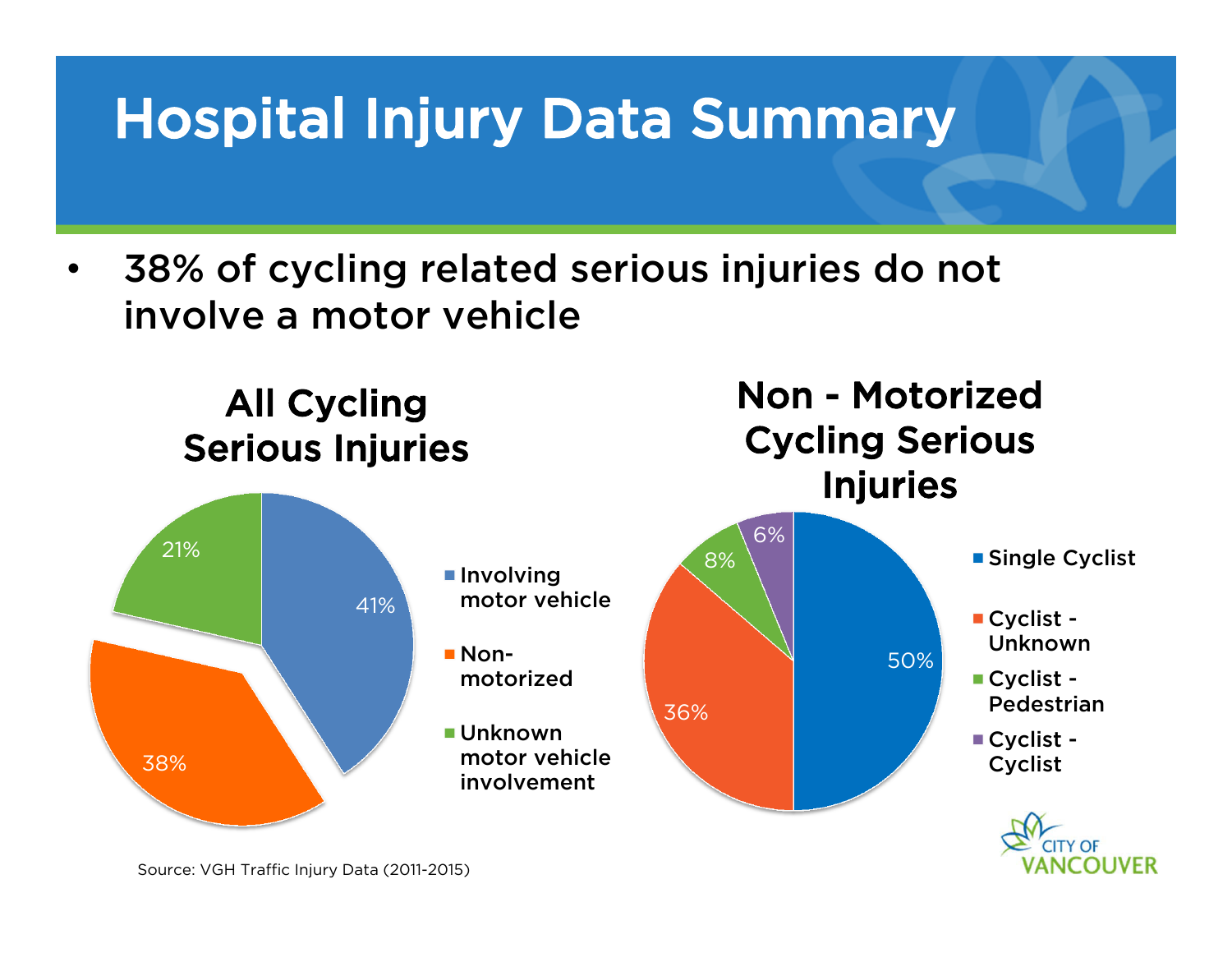# Hospital Injury Data Summary

- 38% of cycling related serious injuries do not involve a motor vehicle

## All Cycling Serious Injuries

| Category | Percentage |
| --- | --- |
| Involving motor vehicle | 41% |
| Non-motorized | 38% |
| Unknown motor vehicle involvement | 21% |

## Non - Motorized Cycling Serious Injuries

| Category | Percentage |
| --- | --- |
| Single Cyclist | 50% |
| Cyclist - Unknown | 36% |
| Cyclist - Pedestrian | 8% |
| Cyclist - Cyclist | 6% |

Source: VGH Traffic Injury Data (2011-2015)

CITY OF VANCOUVER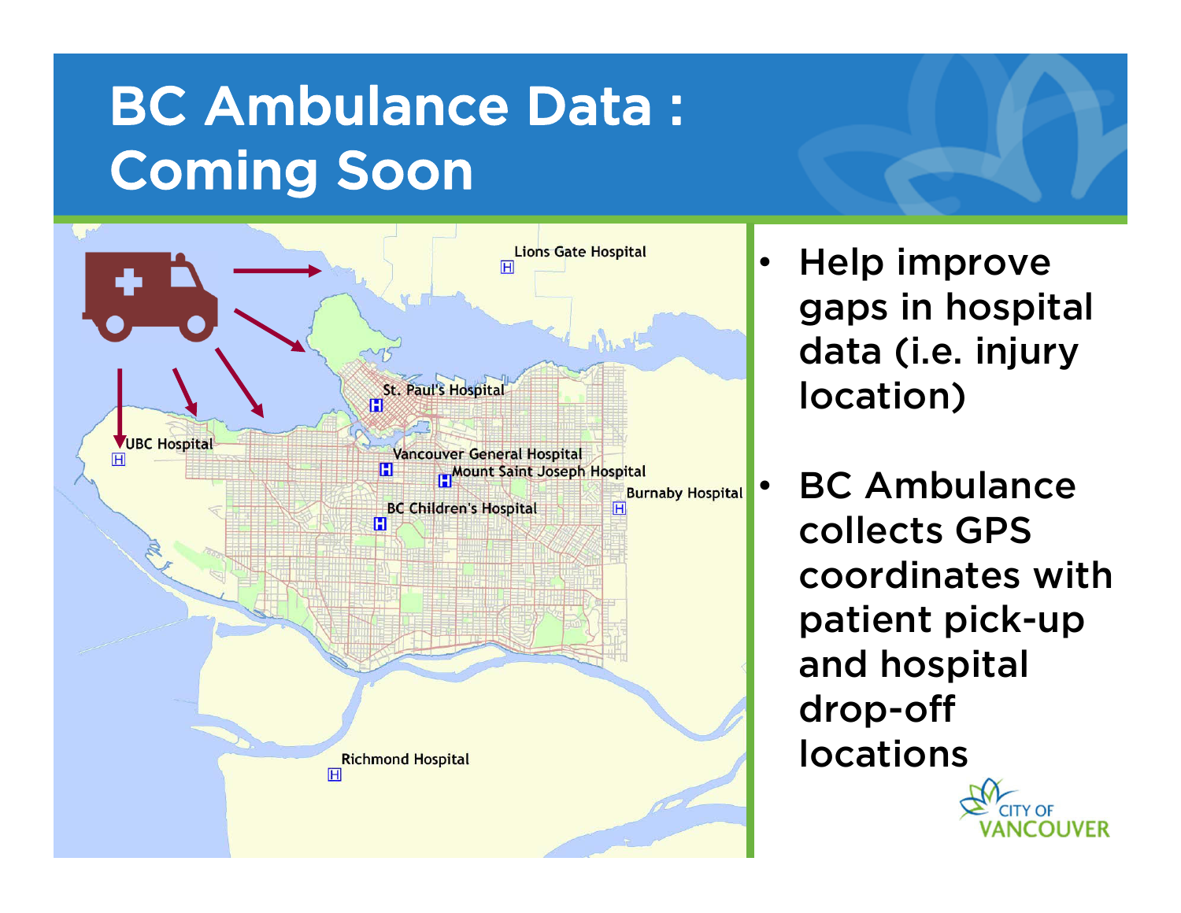# BC Ambulance Data : Coming Soon

Lions Gate Hospital

St. Paul's Hospital

UBC Hospital

Vancouver General Hospital

Mount Saint Joseph Hospital

Burnaby Hospital

BC Children's Hospital

Richmond Hospital

- Help improve gaps in hospital data (i.e. injury location)
- BC Ambulance collects GPS coordinates with patient pick-up and hospital drop-off locations

CITY OF VANCOUVER